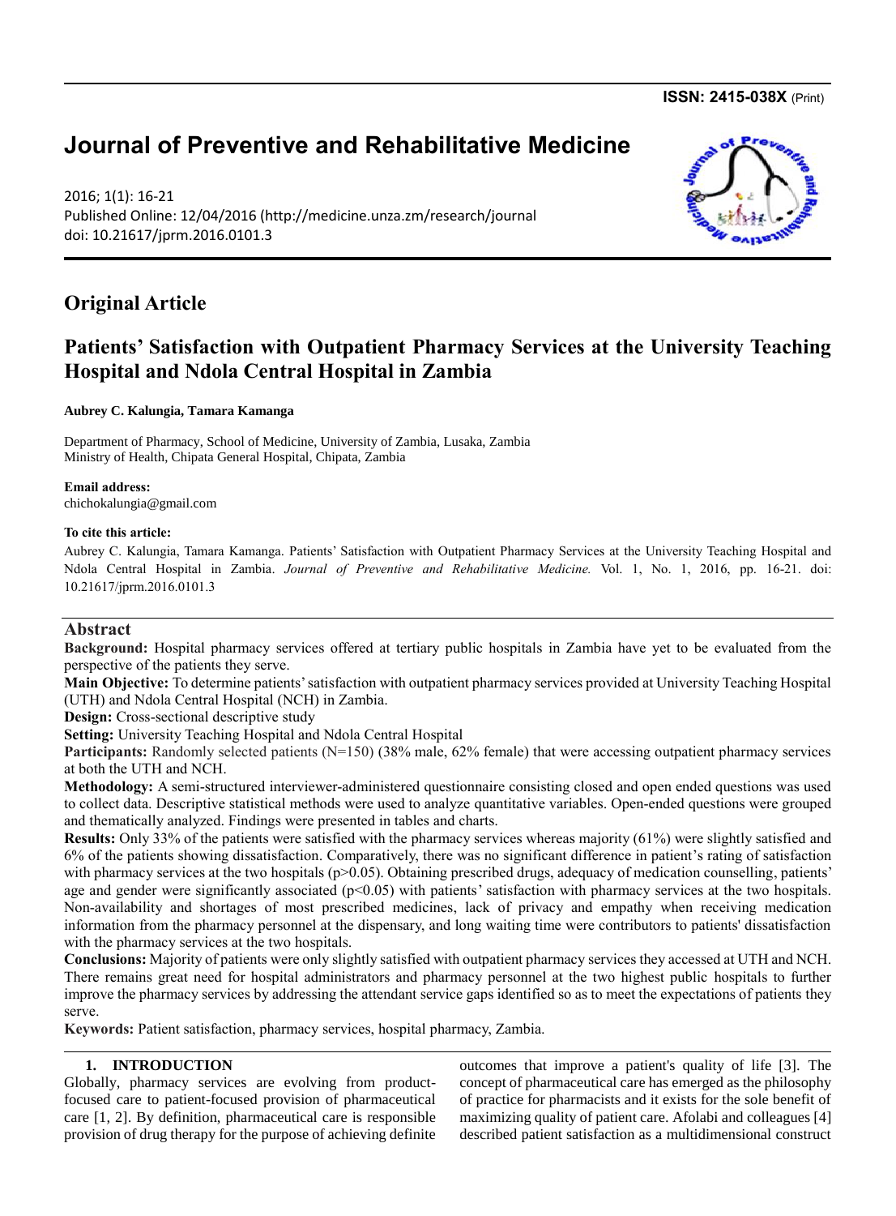ISSN: 2415-038X (Print)

# Journal of Preventive and Rehabilitative Medicine

2016; 1(1): 16-21
Published Online: 12/04/2016 (http://medicine.unza.zm/research/journal
doi: 10.21617/jprm.2016.0101.3

## Original Article

# Patients' Satisfaction with Outpatient Pharmacy Services at the University Teaching Hospital and Ndola Central Hospital in Zambia

**Aubrey C. Kalungia, Tamara Kamanga**

Department of Pharmacy, School of Medicine, University of Zambia, Lusaka, Zambia
Ministry of Health, Chipata General Hospital, Chipata, Zambia

**Email address:**
chichokalungia@gmail.com

**To cite this article:**
Aubrey C. Kalungia, Tamara Kamanga. Patients' Satisfaction with Outpatient Pharmacy Services at the University Teaching Hospital and Ndola Central Hospital in Zambia. *Journal of Preventive and Rehabilitative Medicine.* Vol. 1, No. 1, 2016, pp. 16-21. doi: 10.21617/jprm.2016.0101.3

## Abstract

**Background:** Hospital pharmacy services offered at tertiary public hospitals in Zambia have yet to be evaluated from the perspective of the patients they serve.

**Main Objective:** To determine patients' satisfaction with outpatient pharmacy services provided at University Teaching Hospital (UTH) and Ndola Central Hospital (NCH) in Zambia.

**Design:** Cross-sectional descriptive study

**Setting:** University Teaching Hospital and Ndola Central Hospital

**Participants:** Randomly selected patients (N=150) (38% male, 62% female) that were accessing outpatient pharmacy services at both the UTH and NCH.

**Methodology:** A semi-structured interviewer-administered questionnaire consisting closed and open ended questions was used to collect data. Descriptive statistical methods were used to analyze quantitative variables. Open-ended questions were grouped and thematically analyzed. Findings were presented in tables and charts.

**Results:** Only 33% of the patients were satisfied with the pharmacy services whereas majority (61%) were slightly satisfied and 6% of the patients showing dissatisfaction. Comparatively, there was no significant difference in patient's rating of satisfaction with pharmacy services at the two hospitals ($p>0.05$). Obtaining prescribed drugs, adequacy of medication counselling, patients' age and gender were significantly associated ($p<0.05$) with patients' satisfaction with pharmacy services at the two hospitals. Non-availability and shortages of most prescribed medicines, lack of privacy and empathy when receiving medication information from the pharmacy personnel at the dispensary, and long waiting time were contributors to patients' dissatisfaction with the pharmacy services at the two hospitals.

**Conclusions:** Majority of patients were only slightly satisfied with outpatient pharmacy services they accessed at UTH and NCH. There remains great need for hospital administrators and pharmacy personnel at the two highest public hospitals to further improve the pharmacy services by addressing the attendant service gaps identified so as to meet the expectations of patients they serve.

**Keywords:** Patient satisfaction, pharmacy services, hospital pharmacy, Zambia.

## 1. INTRODUCTION

Globally, pharmacy services are evolving from product-focused care to patient-focused provision of pharmaceutical care [1, 2]. By definition, pharmaceutical care is responsible provision of drug therapy for the purpose of achieving definite outcomes that improve a patient's quality of life [3]. The concept of pharmaceutical care has emerged as the philosophy of practice for pharmacists and it exists for the sole benefit of maximizing quality of patient care. Afolabi and colleagues [4] described patient satisfaction as a multidimensional construct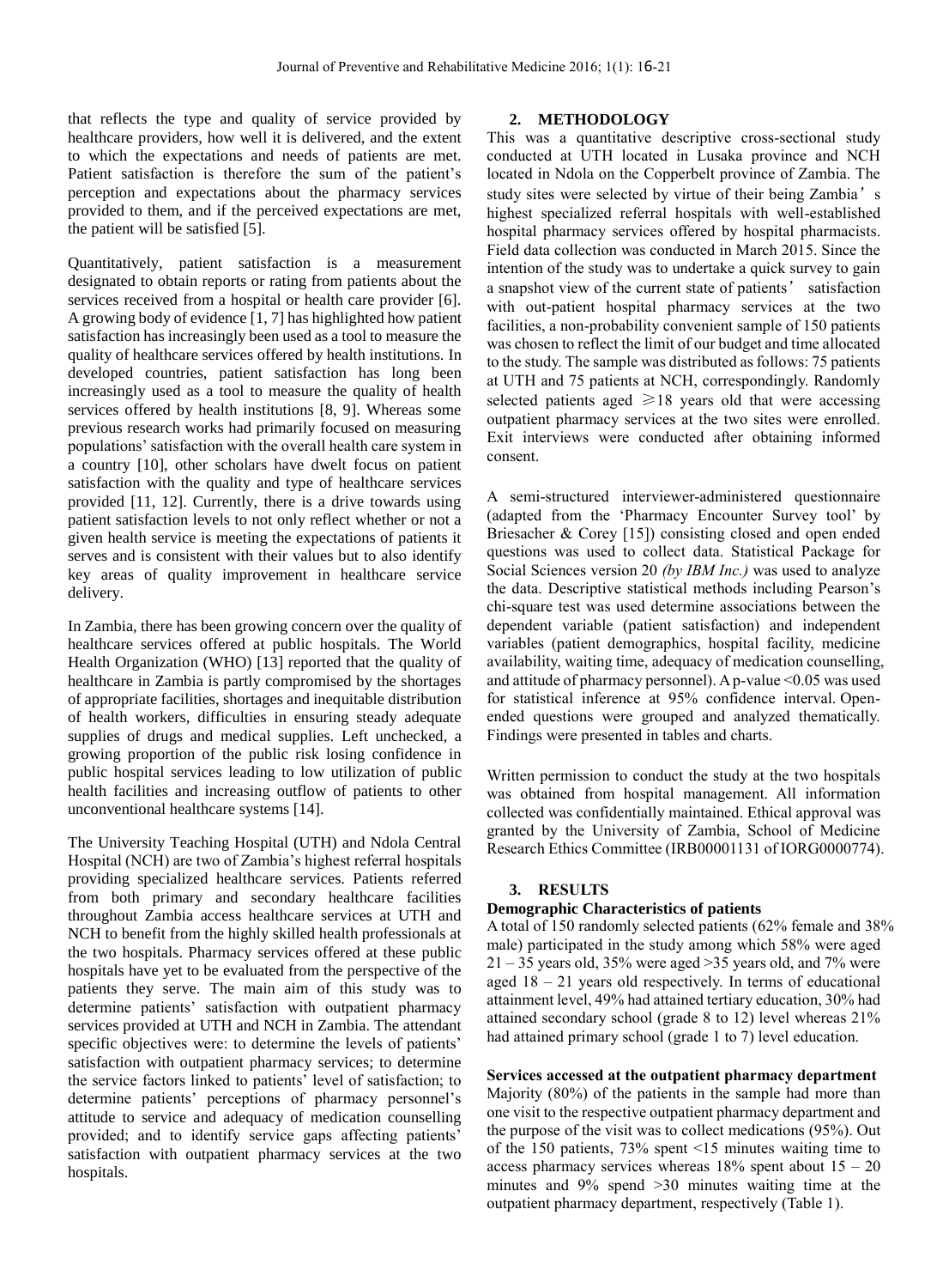that reflects the type and quality of service provided by healthcare providers, how well it is delivered, and the extent to which the expectations and needs of patients are met. Patient satisfaction is therefore the sum of the patient's perception and expectations about the pharmacy services provided to them, and if the perceived expectations are met, the patient will be satisfied [5].

Quantitatively, patient satisfaction is a measurement designated to obtain reports or rating from patients about the services received from a hospital or health care provider [6]. A growing body of evidence [1, 7] has highlighted how patient satisfaction has increasingly been used as a tool to measure the quality of healthcare services offered by health institutions. In developed countries, patient satisfaction has long been increasingly used as a tool to measure the quality of health services offered by health institutions [8, 9]. Whereas some previous research works had primarily focused on measuring populations' satisfaction with the overall health care system in a country [10], other scholars have dwelt focus on patient satisfaction with the quality and type of healthcare services provided [11, 12]. Currently, there is a drive towards using patient satisfaction levels to not only reflect whether or not a given health service is meeting the expectations of patients it serves and is consistent with their values but to also identify key areas of quality improvement in healthcare service delivery.

In Zambia, there has been growing concern over the quality of healthcare services offered at public hospitals. The World Health Organization (WHO) [13] reported that the quality of healthcare in Zambia is partly compromised by the shortages of appropriate facilities, shortages and inequitable distribution of health workers, difficulties in ensuring steady adequate supplies of drugs and medical supplies. Left unchecked, a growing proportion of the public risk losing confidence in public hospital services leading to low utilization of public health facilities and increasing outflow of patients to other unconventional healthcare systems [14].

The University Teaching Hospital (UTH) and Ndola Central Hospital (NCH) are two of Zambia's highest referral hospitals providing specialized healthcare services. Patients referred from both primary and secondary healthcare facilities throughout Zambia access healthcare services at UTH and NCH to benefit from the highly skilled health professionals at the two hospitals. Pharmacy services offered at these public hospitals have yet to be evaluated from the perspective of the patients they serve. The main aim of this study was to determine patients' satisfaction with outpatient pharmacy services provided at UTH and NCH in Zambia. The attendant specific objectives were: to determine the levels of patients' satisfaction with outpatient pharmacy services; to determine the service factors linked to patients' level of satisfaction; to determine patients' perceptions of pharmacy personnel's attitude to service and adequacy of medication counselling provided; and to identify service gaps affecting patients' satisfaction with outpatient pharmacy services at the two hospitals.

## 2. METHODOLOGY

This was a quantitative descriptive cross-sectional study conducted at UTH located in Lusaka province and NCH located in Ndola on the Copperbelt province of Zambia. The study sites were selected by virtue of their being Zambia's highest specialized referral hospitals with well-established hospital pharmacy services offered by hospital pharmacists. Field data collection was conducted in March 2015. Since the intention of the study was to undertake a quick survey to gain a snapshot view of the current state of patients' satisfaction with out-patient hospital pharmacy services at the two facilities, a non-probability convenient sample of 150 patients was chosen to reflect the limit of our budget and time allocated to the study. The sample was distributed as follows: 75 patients at UTH and 75 patients at NCH, correspondingly. Randomly selected patients aged ≥18 years old that were accessing outpatient pharmacy services at the two sites were enrolled. Exit interviews were conducted after obtaining informed consent.

A semi-structured interviewer-administered questionnaire (adapted from the 'Pharmacy Encounter Survey tool' by Briesacher & Corey [15]) consisting closed and open ended questions was used to collect data. Statistical Package for Social Sciences version 20 *(by IBM Inc.)* was used to analyze the data. Descriptive statistical methods including Pearson's chi-square test was used determine associations between the dependent variable (patient satisfaction) and independent variables (patient demographics, hospital facility, medicine availability, waiting time, adequacy of medication counselling, and attitude of pharmacy personnel). A p-value <0.05 was used for statistical inference at 95% confidence interval. Open-ended questions were grouped and analyzed thematically. Findings were presented in tables and charts.

Written permission to conduct the study at the two hospitals was obtained from hospital management. All information collected was confidentially maintained. Ethical approval was granted by the University of Zambia, School of Medicine Research Ethics Committee (IRB00001131 of IORG0000774).

## 3. RESULTS

### Demographic Characteristics of patients

A total of 150 randomly selected patients (62% female and 38% male) participated in the study among which 58% were aged 21 – 35 years old, 35% were aged >35 years old, and 7% were aged 18 – 21 years old respectively. In terms of educational attainment level, 49% had attained tertiary education, 30% had attained secondary school (grade 8 to 12) level whereas 21% had attained primary school (grade 1 to 7) level education.

### Services accessed at the outpatient pharmacy department

Majority (80%) of the patients in the sample had more than one visit to the respective outpatient pharmacy department and the purpose of the visit was to collect medications (95%). Out of the 150 patients, 73% spent <15 minutes waiting time to access pharmacy services whereas 18% spent about 15 – 20 minutes and 9% spend >30 minutes waiting time at the outpatient pharmacy department, respectively (Table 1).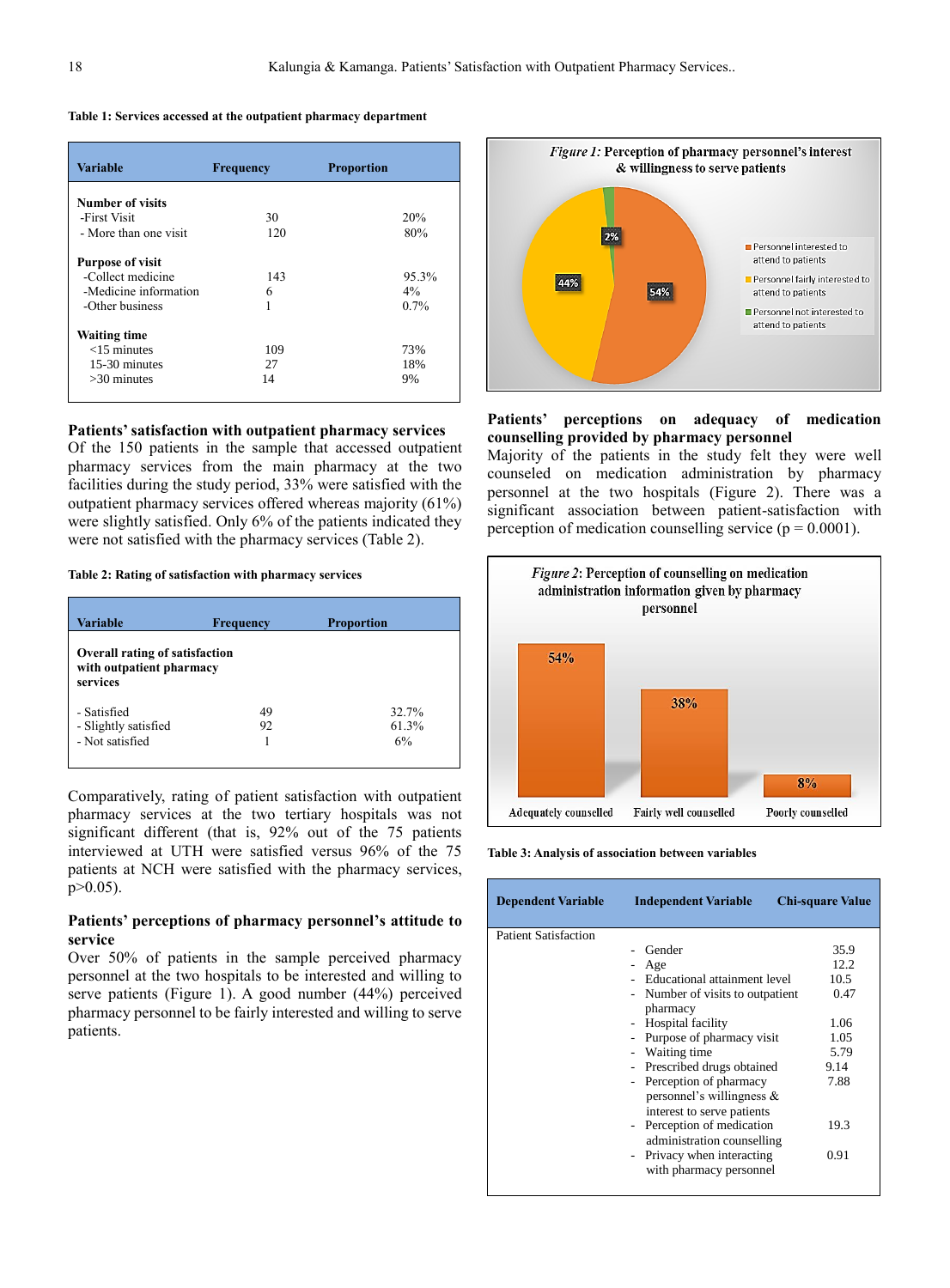**Table 1: Services accessed at the outpatient pharmacy department**

| Variable | Frequency | Proportion |
|---|---|---|
| **Number of visits** | | |
| -First Visit | 30 | 20% |
| - More than one visit | 120 | 80% |
| **Purpose of visit** | | |
| -Collect medicine | 143 | 95.3% |
| -Medicine information | 6 | 4% |
| -Other business | 1 | 0.7% |
| **Waiting time** | | |
| <15 minutes | 109 | 73% |
| 15-30 minutes | 27 | 18% |
| >30 minutes | 14 | 9% |

### Patients' satisfaction with outpatient pharmacy services

Of the 150 patients in the sample that accessed outpatient pharmacy services from the main pharmacy at the two facilities during the study period, 33% were satisfied with the outpatient pharmacy services offered whereas majority (61%) were slightly satisfied. Only 6% of the patients indicated they were not satisfied with the pharmacy services (Table 2).

**Table 2: Rating of satisfaction with pharmacy services**

| Variable | Frequency | Proportion |
|---|---|---|
| **Overall rating of satisfaction with outpatient pharmacy services** | | |
| - Satisfied | 49 | 32.7% |
| - Slightly satisfied | 92 | 61.3% |
| - Not satisfied | 1 | 6% |

Comparatively, rating of patient satisfaction with outpatient pharmacy services at the two tertiary hospitals was not significant different (that is, 92% out of the 75 patients interviewed at UTH were satisfied versus 96% of the 75 patients at NCH were satisfied with the pharmacy services, $p>0.05$).

### Patients' perceptions of pharmacy personnel's attitude to service

Over 50% of patients in the sample perceived pharmacy personnel at the two hospitals to be interested and willing to serve patients (Figure 1). A good number (44%) perceived pharmacy personnel to be fairly interested and willing to serve patients.

*Figure 1:* Perception of pharmacy personnel's interest & willingness to serve patients

| Category | Proportion |
|---|---|
| Personnel interested to attend to patients | 54% |
| Personnel fairly interested to attend to patients | 44% |
| Personnel not interested to attend to patients | 2% |

### Patients' perceptions on adequacy of medication counselling provided by pharmacy personnel

Majority of the patients in the study felt they were well counseled on medication administration by pharmacy personnel at the two hospitals (Figure 2). There was a significant association between patient-satisfaction with perception of medication counselling service ($p = 0.0001$).

*Figure 2*: Perception of counselling on medication administration information given by pharmacy personnel

| Category | Proportion |
|---|---|
| Adequately counselled | 54% |
| Fairly well counselled | 38% |
| Poorly counselled | 8% |

**Table 3: Analysis of association between variables**

| Dependent Variable | Independent Variable | Chi-square Value |
|---|---|---|
| Patient Satisfaction | | |
| | - Gender | 35.9 |
| | - Age | 12.2 |
| | - Educational attainment level | 10.5 |
| | - Number of visits to outpatient pharmacy | 0.47 |
| | - Hospital facility | 1.06 |
| | - Purpose of pharmacy visit | 1.05 |
| | - Waiting time | 5.79 |
| | - Prescribed drugs obtained | 9.14 |
| | - Perception of pharmacy personnel's willingness & interest to serve patients | 7.88 |
| | - Perception of medication administration counselling | 19.3 |
| | - Privacy when interacting with pharmacy personnel | 0.91 |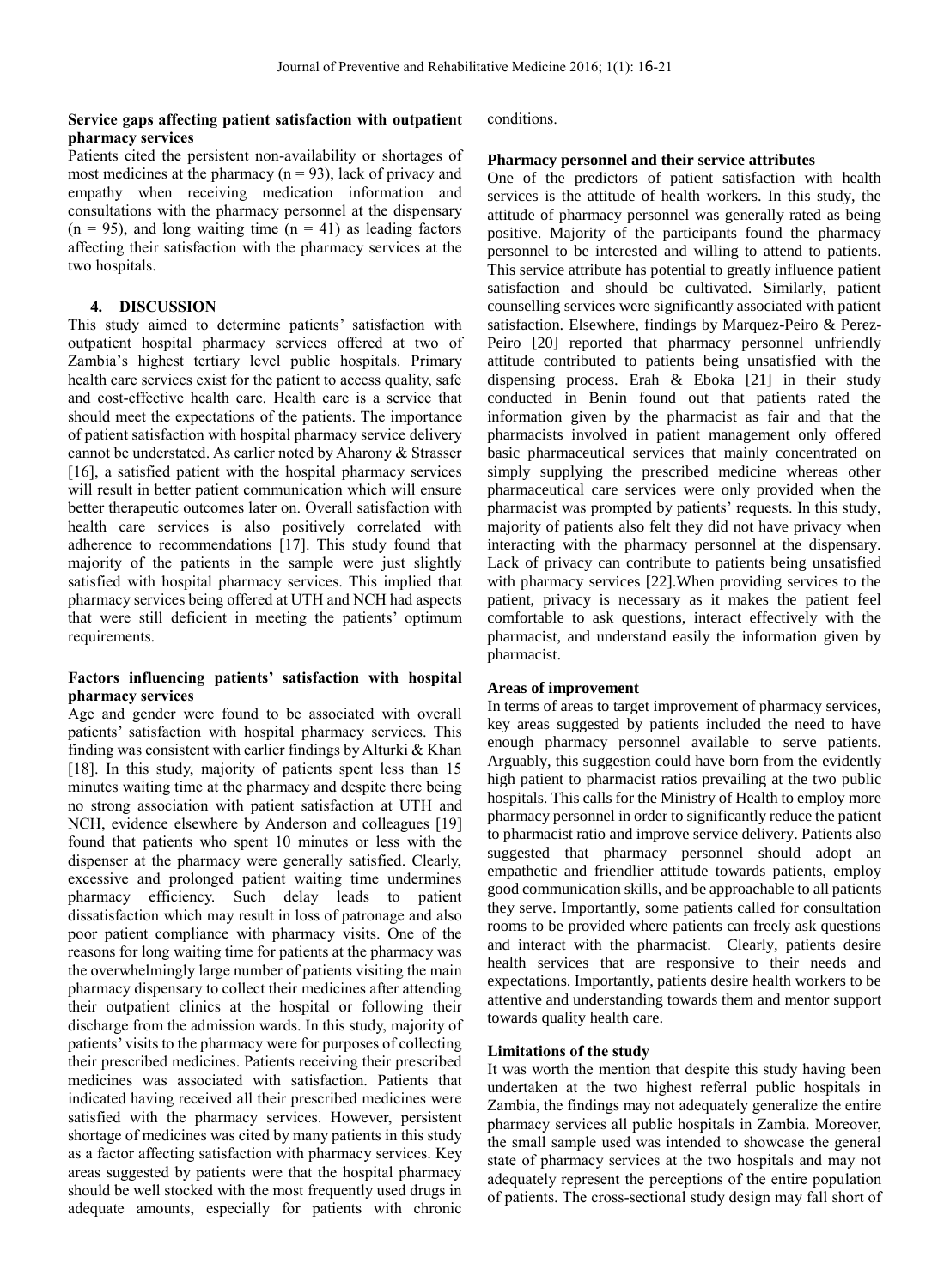### Service gaps affecting patient satisfaction with outpatient pharmacy services

Patients cited the persistent non-availability or shortages of most medicines at the pharmacy (n = 93), lack of privacy and empathy when receiving medication information and consultations with the pharmacy personnel at the dispensary (n = 95), and long waiting time (n = 41) as leading factors affecting their satisfaction with the pharmacy services at the two hospitals.

## 4. DISCUSSION

This study aimed to determine patients' satisfaction with outpatient hospital pharmacy services offered at two of Zambia's highest tertiary level public hospitals. Primary health care services exist for the patient to access quality, safe and cost-effective health care. Health care is a service that should meet the expectations of the patients. The importance of patient satisfaction with hospital pharmacy service delivery cannot be understated. As earlier noted by Aharony & Strasser [16], a satisfied patient with the hospital pharmacy services will result in better patient communication which will ensure better therapeutic outcomes later on. Overall satisfaction with health care services is also positively correlated with adherence to recommendations [17]. This study found that majority of the patients in the sample were just slightly satisfied with hospital pharmacy services. This implied that pharmacy services being offered at UTH and NCH had aspects that were still deficient in meeting the patients' optimum requirements.

### Factors influencing patients' satisfaction with hospital pharmacy services

Age and gender were found to be associated with overall patients' satisfaction with hospital pharmacy services. This finding was consistent with earlier findings by Alturki & Khan [18]. In this study, majority of patients spent less than 15 minutes waiting time at the pharmacy and despite there being no strong association with patient satisfaction at UTH and NCH, evidence elsewhere by Anderson and colleagues [19] found that patients who spent 10 minutes or less with the dispenser at the pharmacy were generally satisfied. Clearly, excessive and prolonged patient waiting time undermines pharmacy efficiency. Such delay leads to patient dissatisfaction which may result in loss of patronage and also poor patient compliance with pharmacy visits. One of the reasons for long waiting time for patients at the pharmacy was the overwhelmingly large number of patients visiting the main pharmacy dispensary to collect their medicines after attending their outpatient clinics at the hospital or following their discharge from the admission wards. In this study, majority of patients' visits to the pharmacy were for purposes of collecting their prescribed medicines. Patients receiving their prescribed medicines was associated with satisfaction. Patients that indicated having received all their prescribed medicines were satisfied with the pharmacy services. However, persistent shortage of medicines was cited by many patients in this study as a factor affecting satisfaction with pharmacy services. Key areas suggested by patients were that the hospital pharmacy should be well stocked with the most frequently used drugs in adequate amounts, especially for patients with chronic conditions.

### Pharmacy personnel and their service attributes

One of the predictors of patient satisfaction with health services is the attitude of health workers. In this study, the attitude of pharmacy personnel was generally rated as being positive. Majority of the participants found the pharmacy personnel to be interested and willing to attend to patients. This service attribute has potential to greatly influence patient satisfaction and should be cultivated. Similarly, patient counselling services were significantly associated with patient satisfaction. Elsewhere, findings by Marquez-Peiro & Perez-Peiro [20] reported that pharmacy personnel unfriendly attitude contributed to patients being unsatisfied with the dispensing process. Erah & Eboka [21] in their study conducted in Benin found out that patients rated the information given by the pharmacist as fair and that the pharmacists involved in patient management only offered basic pharmaceutical services that mainly concentrated on simply supplying the prescribed medicine whereas other pharmaceutical care services were only provided when the pharmacist was prompted by patients' requests. In this study, majority of patients also felt they did not have privacy when interacting with the pharmacy personnel at the dispensary. Lack of privacy can contribute to patients being unsatisfied with pharmacy services [22].When providing services to the patient, privacy is necessary as it makes the patient feel comfortable to ask questions, interact effectively with the pharmacist, and understand easily the information given by pharmacist.

### Areas of improvement

In terms of areas to target improvement of pharmacy services, key areas suggested by patients included the need to have enough pharmacy personnel available to serve patients. Arguably, this suggestion could have born from the evidently high patient to pharmacist ratios prevailing at the two public hospitals. This calls for the Ministry of Health to employ more pharmacy personnel in order to significantly reduce the patient to pharmacist ratio and improve service delivery. Patients also suggested that pharmacy personnel should adopt an empathetic and friendlier attitude towards patients, employ good communication skills, and be approachable to all patients they serve. Importantly, some patients called for consultation rooms to be provided where patients can freely ask questions and interact with the pharmacist. Clearly, patients desire health services that are responsive to their needs and expectations. Importantly, patients desire health workers to be attentive and understanding towards them and mentor support towards quality health care.

### Limitations of the study

It was worth the mention that despite this study having been undertaken at the two highest referral public hospitals in Zambia, the findings may not adequately generalize the entire pharmacy services all public hospitals in Zambia. Moreover, the small sample used was intended to showcase the general state of pharmacy services at the two hospitals and may not adequately represent the perceptions of the entire population of patients. The cross-sectional study design may fall short of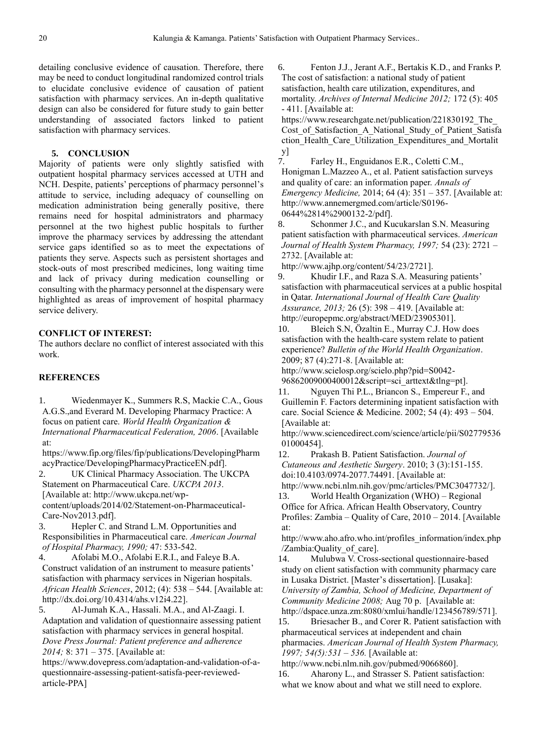detailing conclusive evidence of causation. Therefore, there may be need to conduct longitudinal randomized control trials to elucidate conclusive evidence of causation of patient satisfaction with pharmacy services. An in-depth qualitative design can also be considered for future study to gain better understanding of associated factors linked to patient satisfaction with pharmacy services.

## 5. CONCLUSION

Majority of patients were only slightly satisfied with outpatient hospital pharmacy services accessed at UTH and NCH. Despite, patients' perceptions of pharmacy personnel's attitude to service, including adequacy of counselling on medication administration being generally positive, there remains need for hospital administrators and pharmacy personnel at the two highest public hospitals to further improve the pharmacy services by addressing the attendant service gaps identified so as to meet the expectations of patients they serve. Aspects such as persistent shortages and stock-outs of most prescribed medicines, long waiting time and lack of privacy during medication counselling or consulting with the pharmacy personnel at the dispensary were highlighted as areas of improvement of hospital pharmacy service delivery.

## CONFLICT OF INTEREST:

The authors declare no conflict of interest associated with this work.

## REFERENCES

1. Wiedenmayer K., Summers R.S, Mackie C.A., Gous A.G.S.,and Everard M. Developing Pharmacy Practice: A focus on patient care. *World Health Organization & International Pharmaceutical Federation, 2006*. [Available at: https://www.fip.org/files/fip/publications/DevelopingPharmacyPractice/DevelopingPharmacyPracticeEN.pdf].
2. UK Clinical Pharmacy Association. The UKCPA Statement on Pharmaceutical Care. *UKCPA 2013*. [Available at: http://www.ukcpa.net/wp-content/uploads/2014/02/Statement-on-Pharmaceutical-Care-Nov2013.pdf].
3. Hepler C. and Strand L.M. Opportunities and Responsibilities in Pharmaceutical care. *American Journal of Hospital Pharmacy, 1990;* 47: 533-542.
4. Afolabi M.O., Afolabi E.R.I., and Faleye B.A. Construct validation of an instrument to measure patients' satisfaction with pharmacy services in Nigerian hospitals. *African Health Sciences*, 2012; (4): 538 – 544. [Available at: http://dx.doi.org/10.4314/ahs.v12i4.22].
5. Al-Jumah K.A., Hassali. M.A., and Al-Zaagi. I. Adaptation and validation of questionnaire assessing patient satisfaction with pharmacy services in general hospital. *Dove Press Journal: Patient preference and adherence 2014;* 8: 371 – 375. [Available at: https://www.dovepress.com/adaptation-and-validation-of-a-questionnaire-assessing-patient-satisfa-peer-reviewed-article-PPA]
6. Fenton J.J., Jerant A.F., Bertakis K.D., and Franks P. The cost of satisfaction: a national study of patient satisfaction, health care utilization, expenditures, and mortality. *Archives of Internal Medicine 2012;* 172 (5): 405 - 411. [Available at: https://www.researchgate.net/publication/221830192_The_Cost_of_Satisfaction_A_National_Study_of_Patient_Satisfaction_Health_Care_Utilization_Expenditures_and_Mortality]
7. Farley H., Enguidanos E.R., Coletti C.M., Honigman L.Mazzeo A., et al. Patient satisfaction surveys and quality of care: an information paper. *Annals of Emergency Medicine,* 2014; 64 (4): 351 – 357. [Available at: http://www.annemergmed.com/article/S0196-0644%2814%2900132-2/pdf].
8. Schonmer J.C., and Kucukarslan S.N. Measuring patient satisfaction with pharmaceutical services. *American Journal of Health System Pharmacy, 1997;* 54 (23): 2721 – 2732. [Available at: http://www.ajhp.org/content/54/23/2721].
9. Khudir I.F., and Raza S.A. Measuring patients' satisfaction with pharmaceutical services at a public hospital in Qatar. *International Journal of Health Care Quality Assurance, 2013;* 26 (5): 398 – 419. [Available at: http://europepmc.org/abstract/MED/23905301].
10. Bleich S.N, Özaltin E., Murray C.J. How does satisfaction with the health-care system relate to patient experience? *Bulletin of the World Health Organization*. 2009; 87 (4):271-8. [Available at: http://www.scielosp.org/scielo.php?pid=S0042-96862009000400012&script=sci_arttext&tlng=pt].
11. Nguyen Thi P.L., Briancon S., Empereur F., and Guillemin F. Factors determining inpatient satisfaction with care. Social Science & Medicine. 2002; 54 (4): 493 – 504. [Available at: http://www.sciencedirect.com/science/article/pii/S0277953601000454].
12. Prakash B. Patient Satisfaction. *Journal of Cutaneous and Aesthetic Surgery*. 2010; 3 (3):151-155. doi:10.4103/0974-2077.74491. [Available at: http://www.ncbi.nlm.nih.gov/pmc/articles/PMC3047732/].
13. World Health Organization (WHO) – Regional Office for Africa. African Health Observatory, Country Profiles: Zambia – Quality of Care, 2010 – 2014. [Available at: http://www.aho.afro.who.int/profiles_information/index.php/Zambia:Quality_of_care].
14. Mulubwa V. Cross-sectional questionnaire-based study on client satisfaction with community pharmacy care in Lusaka District. [Master's dissertation]. [Lusaka]: *University of Zambia, School of Medicine, Department of Community Medicine 2008;* Aug 70 p. [Available at: http://dspace.unza.zm:8080/xmlui/handle/123456789/571].
15. Briesacher B., and Corer R. Patient satisfaction with pharmaceutical services at independent and chain pharmacies. *American Journal of Health System Pharmacy, 1997; 54(5):531 – 536.* [Available at: http://www.ncbi.nlm.nih.gov/pubmed/9066860].
16. Aharony L., and Strasser S. Patient satisfaction: what we know about and what we still need to explore.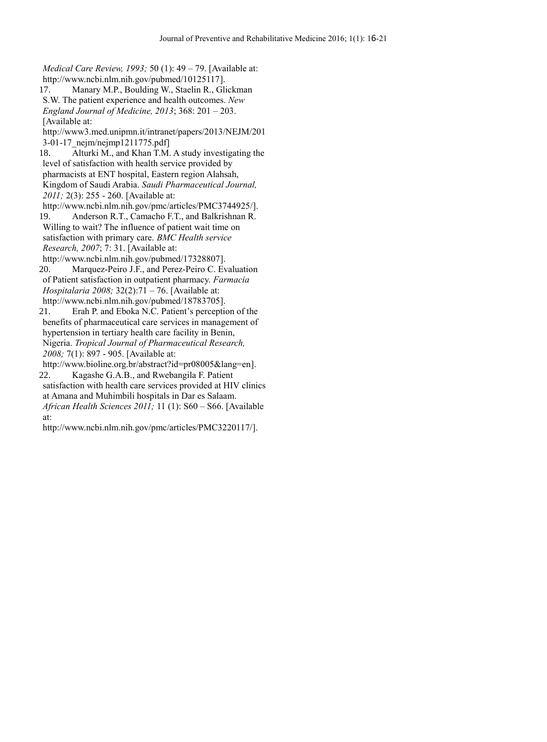*Medical Care Review, 1993;* 50 (1): 49 – 79. [Available at: http://www.ncbi.nlm.nih.gov/pubmed/10125117].

17. Manary M.P., Boulding W., Staelin R., Glickman S.W. The patient experience and health outcomes. *New England Journal of Medicine, 2013*; 368: 201 – 203. [Available at: http://www3.med.unipmn.it/intranet/papers/2013/NEJM/2013-01-17_nejm/nejmp1211775.pdf]
18. Alturki M., and Khan T.M. A study investigating the level of satisfaction with health service provided by pharmacists at ENT hospital, Eastern region Alahsah, Kingdom of Saudi Arabia. *Saudi Pharmaceutical Journal, 2011;* 2(3): 255 - 260. [Available at: http://www.ncbi.nlm.nih.gov/pmc/articles/PMC3744925/].
19. Anderson R.T., Camacho F.T., and Balkrishnan R. Willing to wait? The influence of patient wait time on satisfaction with primary care. *BMC Health service Research, 2007*; 7: 31. [Available at: http://www.ncbi.nlm.nih.gov/pubmed/17328807].
20. Marquez-Peiro J.F., and Perez-Peiro C. Evaluation of Patient satisfaction in outpatient pharmacy. *Farmacia Hospitalaria 2008;* 32(2):71 – 76. [Available at: http://www.ncbi.nlm.nih.gov/pubmed/18783705].
21. Erah P. and Eboka N.C. Patient's perception of the benefits of pharmaceutical care services in management of hypertension in tertiary health care facility in Benin, Nigeria. *Tropical Journal of Pharmaceutical Research, 2008;* 7(1): 897 - 905. [Available at: http://www.bioline.org.br/abstract?id=pr08005&lang=en].
22. Kagashe G.A.B., and Rwebangila F. Patient satisfaction with health care services provided at HIV clinics at Amana and Muhimbili hospitals in Dar es Salaam. *African Health Sciences 2011;* 11 (1): S60 – S66. [Available at: http://www.ncbi.nlm.nih.gov/pmc/articles/PMC3220117/].